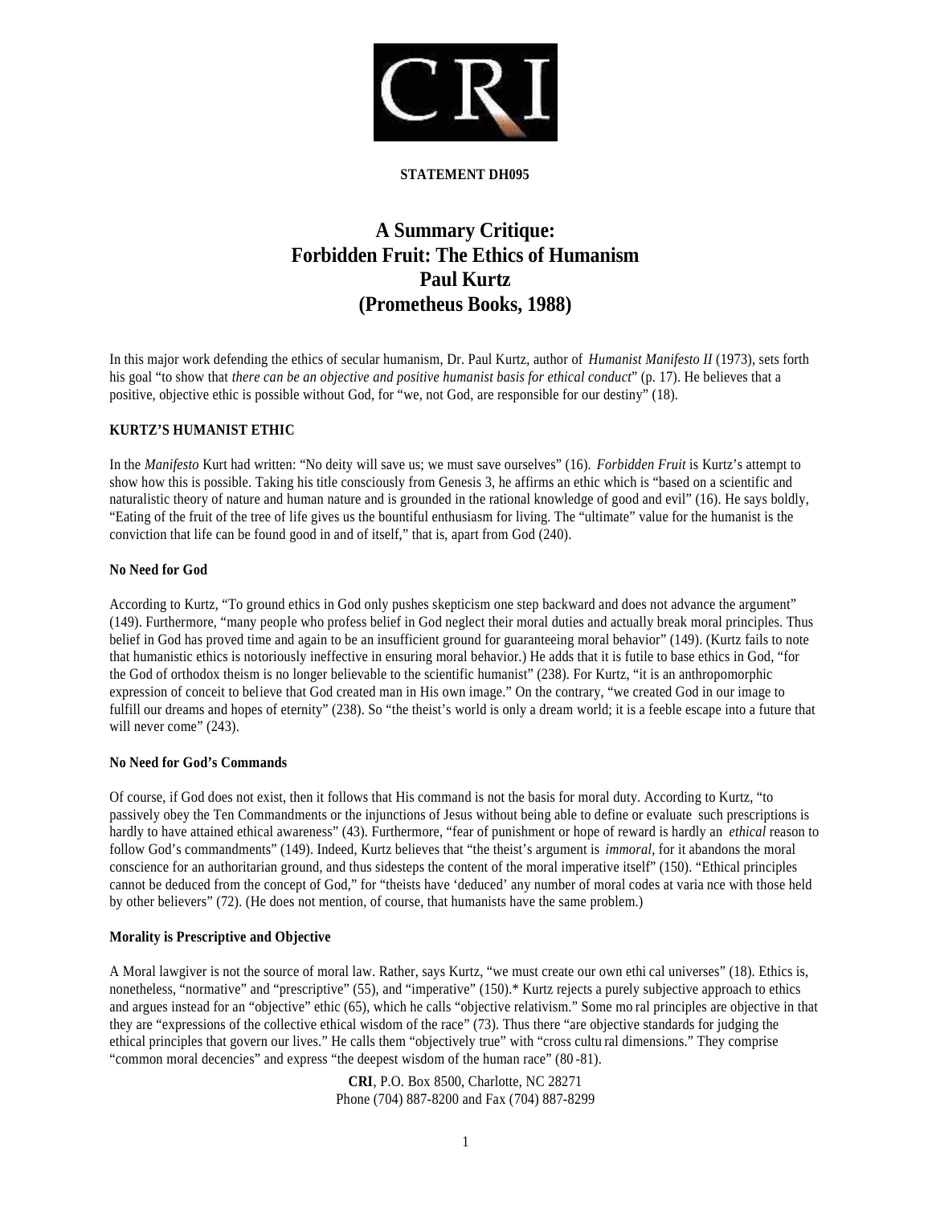**STATEMENT DH095**

# A Summary Critique:
# Forbidden Fruit: The Ethics of Humanism
# Paul Kurtz
# (Prometheus Books, 1988)

In this major work defending the ethics of secular humanism, Dr. Paul Kurtz, author of *Humanist Manifesto II* (1973), sets forth his goal "to show that *there can be an objective and positive humanist basis for ethical conduct*" (p. 17). He believes that a positive, objective ethic is possible without God, for "we, not God, are responsible for our destiny" (18).

**KURTZ'S HUMANIST ETHIC**

In the *Manifesto* Kurt had written: "No deity will save us; we must save ourselves" (16). *Forbidden Fruit* is Kurtz's attempt to show how this is possible. Taking his title consciously from Genesis 3, he affirms an ethic which is "based on a scientific and naturalistic theory of nature and human nature and is grounded in the rational knowledge of good and evil" (16). He says boldly, "Eating of the fruit of the tree of life gives us the bountiful enthusiasm for living. The "ultimate" value for the humanist is the conviction that life can be found good in and of itself," that is, apart from God (240).

**No Need for God**

According to Kurtz, "To ground ethics in God only pushes skepticism one step backward and does not advance the argument" (149). Furthermore, "many people who profess belief in God neglect their moral duties and actually break moral principles. Thus belief in God has proved time and again to be an insufficient ground for guaranteeing moral behavior" (149). (Kurtz fails to note that humanistic ethics is notoriously ineffective in ensuring moral behavior.) He adds that it is futile to base ethics in God, "for the God of orthodox theism is no longer believable to the scientific humanist" (238). For Kurtz, "it is an anthropomorphic expression of conceit to believe that God created man in His own image." On the contrary, "we created God in our image to fulfill our dreams and hopes of eternity" (238). So "the theist's world is only a dream world; it is a feeble escape into a future that will never come" (243).

**No Need for God's Commands**

Of course, if God does not exist, then it follows that His command is not the basis for moral duty. According to Kurtz, "to passively obey the Ten Commandments or the injunctions of Jesus without being able to define or evaluate such prescriptions is hardly to have attained ethical awareness" (43). Furthermore, "fear of punishment or hope of reward is hardly an *ethical* reason to follow God's commandments" (149). Indeed, Kurtz believes that "the theist's argument is *immoral*, for it abandons the moral conscience for an authoritarian ground, and thus sidesteps the content of the moral imperative itself" (150). "Ethical principles cannot be deduced from the concept of God," for "theists have 'deduced' any number of moral codes at variance with those held by other believers" (72). (He does not mention, of course, that humanists have the same problem.)

**Morality is Prescriptive and Objective**

A Moral lawgiver is not the source of moral law. Rather, says Kurtz, "we must create our own ethical universes" (18). Ethics is, nonetheless, "normative" and "prescriptive" (55), and "imperative" (150).* Kurtz rejects a purely subjective approach to ethics and argues instead for an "objective" ethic (65), which he calls "objective relativism." Some moral principles are objective in that they are "expressions of the collective ethical wisdom of the race" (73). Thus there "are objective standards for judging the ethical principles that govern our lives." He calls them "objectively true" with "cross cultural dimensions." They comprise "common moral decencies" and express "the deepest wisdom of the human race" (80-81).

**CRI**, P.O. Box 8500, Charlotte, NC 28271
Phone (704) 887-8200 and Fax (704) 887-8299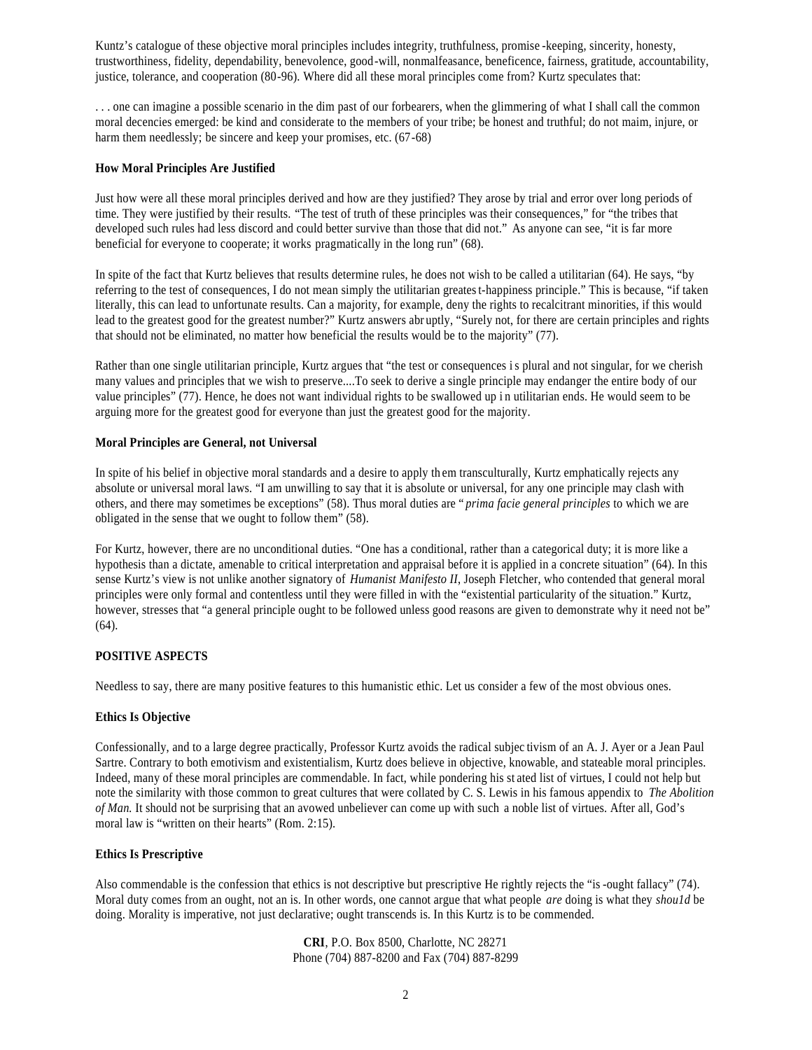Kuntz's catalogue of these objective moral principles includes integrity, truthfulness, promise-keeping, sincerity, honesty, trustworthiness, fidelity, dependability, benevolence, good-will, nonmalfeasance, beneficence, fairness, gratitude, accountability, justice, tolerance, and cooperation (80-96). Where did all these moral principles come from? Kurtz speculates that:

. . . one can imagine a possible scenario in the dim past of our forbearers, when the glimmering of what I shall call the common moral decencies emerged: be kind and considerate to the members of your tribe; be honest and truthful; do not maim, injure, or harm them needlessly; be sincere and keep your promises, etc. (67-68)

**How Moral Principles Are Justified**

Just how were all these moral principles derived and how are they justified? They arose by trial and error over long periods of time. They were justified by their results. "The test of truth of these principles was their consequences," for "the tribes that developed such rules had less discord and could better survive than those that did not." As anyone can see, "it is far more beneficial for everyone to cooperate; it works pragmatically in the long run" (68).

In spite of the fact that Kurtz believes that results determine rules, he does not wish to be called a utilitarian (64). He says, "by referring to the test of consequences, I do not mean simply the utilitarian greatest-happiness principle." This is because, "if taken literally, this can lead to unfortunate results. Can a majority, for example, deny the rights to recalcitrant minorities, if this would lead to the greatest good for the greatest number?" Kurtz answers abruptly, "Surely not, for there are certain principles and rights that should not be eliminated, no matter how beneficial the results would be to the majority" (77).

Rather than one single utilitarian principle, Kurtz argues that "the test or consequences is plural and not singular, for we cherish many values and principles that we wish to preserve....To seek to derive a single principle may endanger the entire body of our value principles" (77). Hence, he does not want individual rights to be swallowed up in utilitarian ends. He would seem to be arguing more for the greatest good for everyone than just the greatest good for the majority.

**Moral Principles are General, not Universal**

In spite of his belief in objective moral standards and a desire to apply them transculturally, Kurtz emphatically rejects any absolute or universal moral laws. "I am unwilling to say that it is absolute or universal, for any one principle may clash with others, and there may sometimes be exceptions" (58). Thus moral duties are "*prima facie general principles* to which we are obligated in the sense that we ought to follow them" (58).

For Kurtz, however, there are no unconditional duties. "One has a conditional, rather than a categorical duty; it is more like a hypothesis than a dictate, amenable to critical interpretation and appraisal before it is applied in a concrete situation" (64). In this sense Kurtz's view is not unlike another signatory of *Humanist Manifesto II*, Joseph Fletcher, who contended that general moral principles were only formal and contentless until they were filled in with the "existential particularity of the situation." Kurtz, however, stresses that "a general principle ought to be followed unless good reasons are given to demonstrate why it need not be" (64).

**POSITIVE ASPECTS**

Needless to say, there are many positive features to this humanistic ethic. Let us consider a few of the most obvious ones.

**Ethics Is Objective**

Confessionally, and to a large degree practically, Professor Kurtz avoids the radical subjectivism of an A. J. Ayer or a Jean Paul Sartre. Contrary to both emotivism and existentialism, Kurtz does believe in objective, knowable, and stateable moral principles. Indeed, many of these moral principles are commendable. In fact, while pondering his stated list of virtues, I could not help but note the similarity with those common to great cultures that were collated by C. S. Lewis in his famous appendix to *The Abolition of Man.* It should not be surprising that an avowed unbeliever can come up with such a noble list of virtues. After all, God's moral law is "written on their hearts" (Rom. 2:15).

**Ethics Is Prescriptive**

Also commendable is the confession that ethics is not descriptive but prescriptive He rightly rejects the "is-ought fallacy" (74). Moral duty comes from an ought, not an is. In other words, one cannot argue that what people *are* doing is what they *should* be doing. Morality is imperative, not just declarative; ought transcends is. In this Kurtz is to be commended.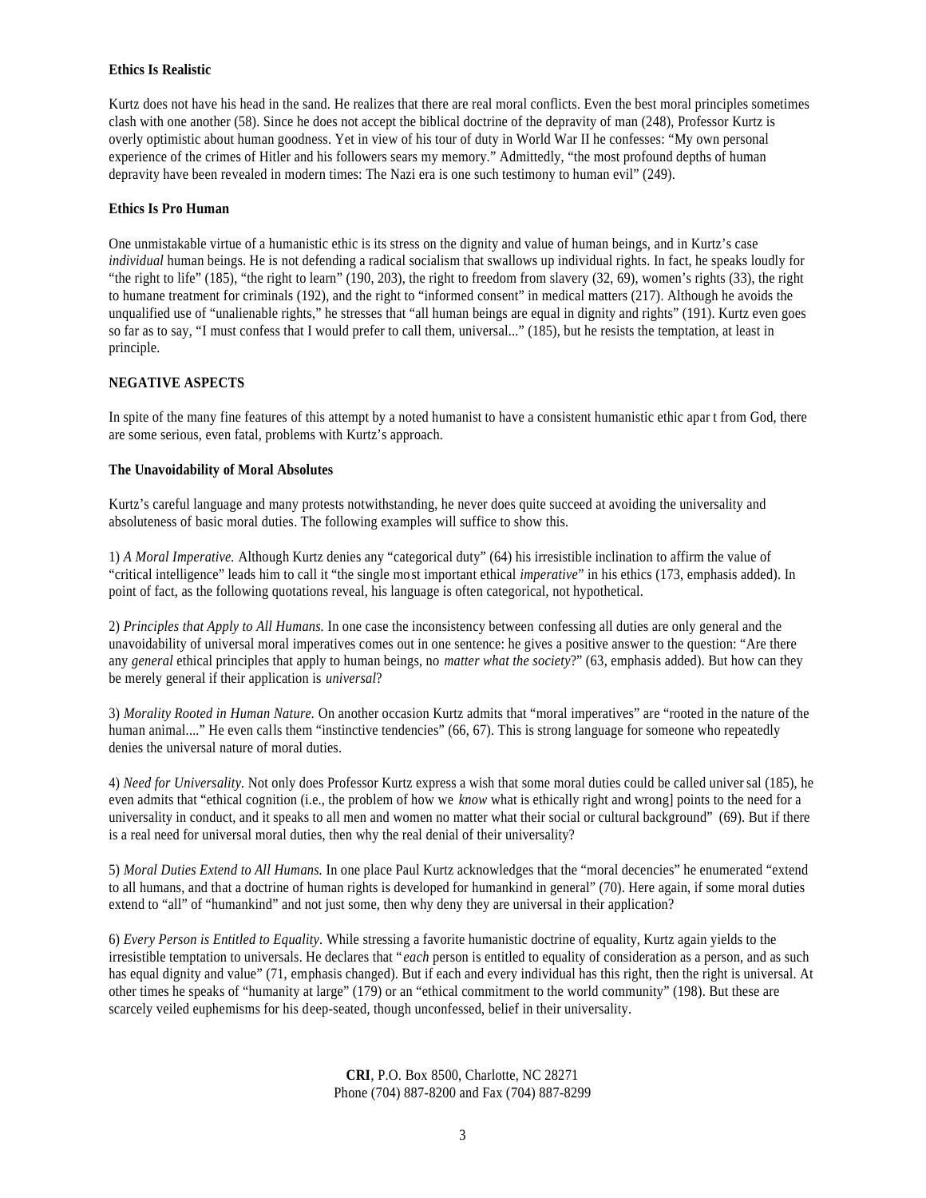**Ethics Is Realistic**

Kurtz does not have his head in the sand. He realizes that there are real moral conflicts. Even the best moral principles sometimes clash with one another (58). Since he does not accept the biblical doctrine of the depravity of man (248), Professor Kurtz is overly optimistic about human goodness. Yet in view of his tour of duty in World War II he confesses: "My own personal experience of the crimes of Hitler and his followers sears my memory." Admittedly, "the most profound depths of human depravity have been revealed in modern times: The Nazi era is one such testimony to human evil" (249).

**Ethics Is Pro Human**

One unmistakable virtue of a humanistic ethic is its stress on the dignity and value of human beings, and in Kurtz's case *individual* human beings. He is not defending a radical socialism that swallows up individual rights. In fact, he speaks loudly for "the right to life" (185), "the right to learn" (190, 203), the right to freedom from slavery (32, 69), women's rights (33), the right to humane treatment for criminals (192), and the right to "informed consent" in medical matters (217). Although he avoids the unqualified use of "unalienable rights," he stresses that "all human beings are equal in dignity and rights" (191). Kurtz even goes so far as to say, "I must confess that I would prefer to call them, universal..." (185), but he resists the temptation, at least in principle.

**NEGATIVE ASPECTS**

In spite of the many fine features of this attempt by a noted humanist to have a consistent humanistic ethic apart from God, there are some serious, even fatal, problems with Kurtz's approach.

**The Unavoidability of Moral Absolutes**

Kurtz's careful language and many protests notwithstanding, he never does quite succeed at avoiding the universality and absoluteness of basic moral duties. The following examples will suffice to show this.

1) *A Moral Imperative.* Although Kurtz denies any "categorical duty" (64) his irresistible inclination to affirm the value of "critical intelligence" leads him to call it "the single most important ethical *imperative*" in his ethics (173, emphasis added). In point of fact, as the following quotations reveal, his language is often categorical, not hypothetical.

2) *Principles that Apply to All Humans.* In one case the inconsistency between confessing all duties are only general and the unavoidability of universal moral imperatives comes out in one sentence: he gives a positive answer to the question: "Are there any *general* ethical principles that apply to human beings, no *matter what the society*?" (63, emphasis added). But how can they be merely general if their application is *universal*?

3) *Morality Rooted in Human Nature.* On another occasion Kurtz admits that "moral imperatives" are "rooted in the nature of the human animal...." He even calls them "instinctive tendencies" (66, 67). This is strong language for someone who repeatedly denies the universal nature of moral duties.

4) *Need for Universality.* Not only does Professor Kurtz express a wish that some moral duties could be called universal (185), he even admits that "ethical cognition (i.e., the problem of how we *know* what is ethically right and wrong] points to the need for a universality in conduct, and it speaks to all men and women no matter what their social or cultural background" (69). But if there is a real need for universal moral duties, then why the real denial of their universality?

5) *Moral Duties Extend to All Humans.* In one place Paul Kurtz acknowledges that the "moral decencies" he enumerated "extend to all humans, and that a doctrine of human rights is developed for humankind in general" (70). Here again, if some moral duties extend to "all" of "humankind" and not just some, then why deny they are universal in their application?

6) *Every Person is Entitled to Equality.* While stressing a favorite humanistic doctrine of equality, Kurtz again yields to the irresistible temptation to universals. He declares that "*each* person is entitled to equality of consideration as a person, and as such has equal dignity and value" (71, emphasis changed). But if each and every individual has this right, then the right is universal. At other times he speaks of "humanity at large" (179) or an "ethical commitment to the world community" (198). But these are scarcely veiled euphemisms for his deep-seated, though unconfessed, belief in their universality.

**CRI**, P.O. Box 8500, Charlotte, NC 28271
Phone (704) 887-8200 and Fax (704) 887-8299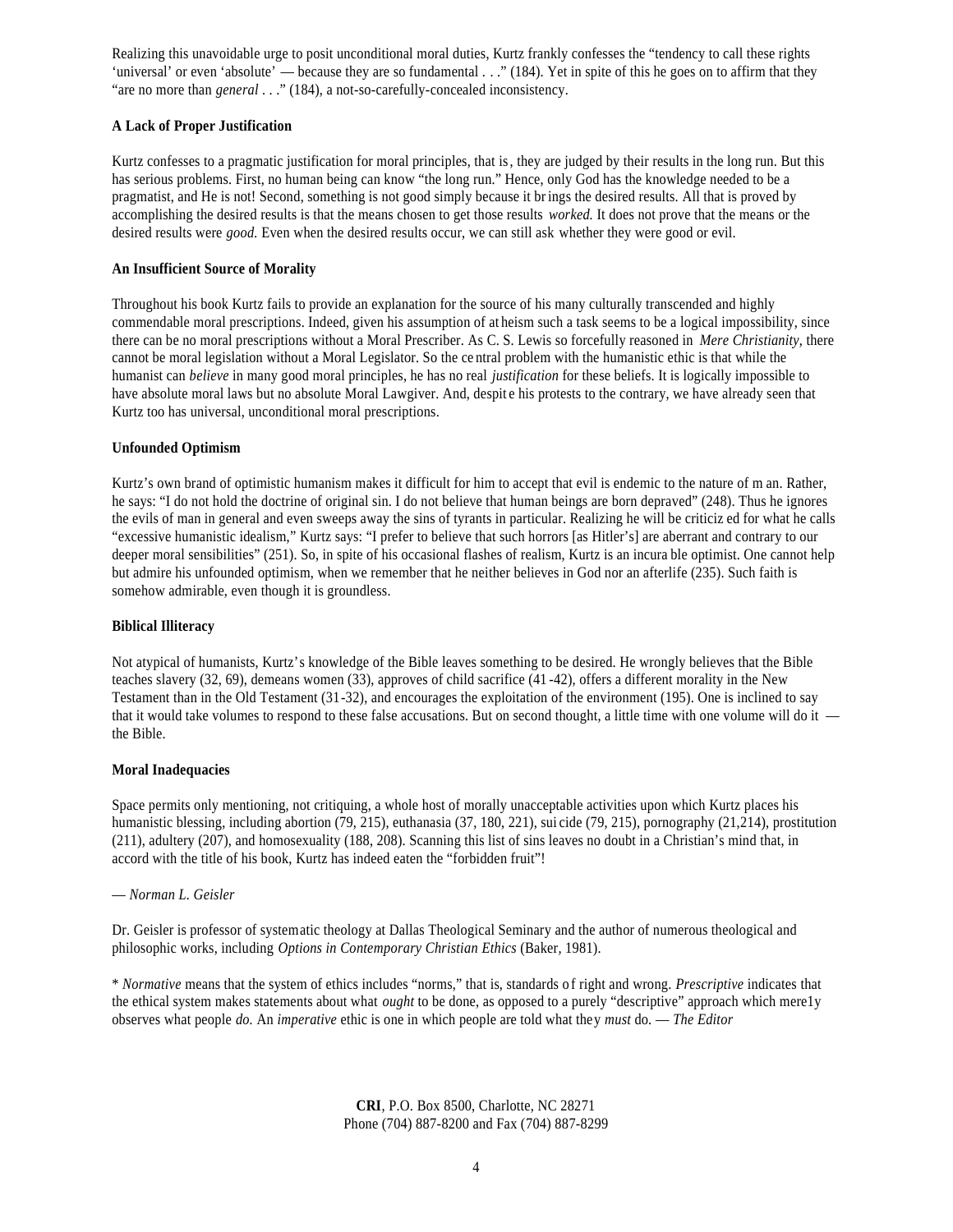Realizing this unavoidable urge to posit unconditional moral duties, Kurtz frankly confesses the "tendency to call these rights 'universal' or even 'absolute' — because they are so fundamental . . ." (184). Yet in spite of this he goes on to affirm that they "are no more than *general* . . ." (184), a not-so-carefully-concealed inconsistency.

**A Lack of Proper Justification**

Kurtz confesses to a pragmatic justification for moral principles, that is, they are judged by their results in the long run. But this has serious problems. First, no human being can know "the long run." Hence, only God has the knowledge needed to be a pragmatist, and He is not! Second, something is not good simply because it brings the desired results. All that is proved by accomplishing the desired results is that the means chosen to get those results *worked.* It does not prove that the means or the desired results were *good.* Even when the desired results occur, we can still ask whether they were good or evil.

**An Insufficient Source of Morality**

Throughout his book Kurtz fails to provide an explanation for the source of his many culturally transcended and highly commendable moral prescriptions. Indeed, given his assumption of atheism such a task seems to be a logical impossibility, since there can be no moral prescriptions without a Moral Prescriber. As C. S. Lewis so forcefully reasoned in *Mere Christianity*, there cannot be moral legislation without a Moral Legislator. So the central problem with the humanistic ethic is that while the humanist can *believe* in many good moral principles, he has no real *justification* for these beliefs. It is logically impossible to have absolute moral laws but no absolute Moral Lawgiver. And, despite his protests to the contrary, we have already seen that Kurtz too has universal, unconditional moral prescriptions.

**Unfounded Optimism**

Kurtz's own brand of optimistic humanism makes it difficult for him to accept that evil is endemic to the nature of man. Rather, he says: "I do not hold the doctrine of original sin. I do not believe that human beings are born depraved" (248). Thus he ignores the evils of man in general and even sweeps away the sins of tyrants in particular. Realizing he will be criticized for what he calls "excessive humanistic idealism," Kurtz says: "I prefer to believe that such horrors [as Hitler's] are aberrant and contrary to our deeper moral sensibilities" (251). So, in spite of his occasional flashes of realism, Kurtz is an incurable optimist. One cannot help but admire his unfounded optimism, when we remember that he neither believes in God nor an afterlife (235). Such faith is somehow admirable, even though it is groundless.

**Biblical Illiteracy**

Not atypical of humanists, Kurtz's knowledge of the Bible leaves something to be desired. He wrongly believes that the Bible teaches slavery (32, 69), demeans women (33), approves of child sacrifice (41-42), offers a different morality in the New Testament than in the Old Testament (31-32), and encourages the exploitation of the environment (195). One is inclined to say that it would take volumes to respond to these false accusations. But on second thought, a little time with one volume will do it — the Bible.

**Moral Inadequacies**

Space permits only mentioning, not critiquing, a whole host of morally unacceptable activities upon which Kurtz places his humanistic blessing, including abortion (79, 215), euthanasia (37, 180, 221), suicide (79, 215), pornography (21,214), prostitution (211), adultery (207), and homosexuality (188, 208). Scanning this list of sins leaves no doubt in a Christian's mind that, in accord with the title of his book, Kurtz has indeed eaten the "forbidden fruit"!

— *Norman L. Geisler*

Dr. Geisler is professor of systematic theology at Dallas Theological Seminary and the author of numerous theological and philosophic works, including *Options in Contemporary Christian Ethics* (Baker, 1981).

\* *Normative* means that the system of ethics includes "norms," that is, standards of right and wrong. *Prescriptive* indicates that the ethical system makes statements about what *ought* to be done, as opposed to a purely "descriptive" approach which merely observes what people *do.* An *imperative* ethic is one in which people are told what they *must* do. — *The Editor*

**CRI**, P.O. Box 8500, Charlotte, NC 28271
Phone (704) 887-8200 and Fax (704) 887-8299